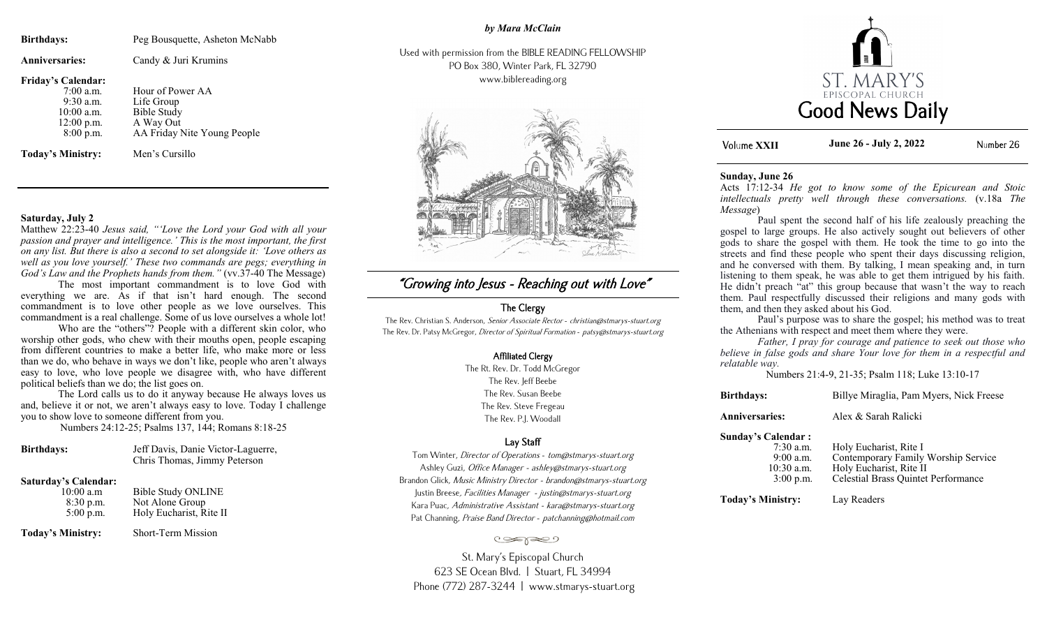**Birthdays:** Peg Bousquette, Asheton McNabb

**Anniversaries:** Candy & Juri Krumins

**Friday's Calendar:**

| | |
|---|---|
| 7:00 a.m. | Hour of Power AA |
| 9:30 a.m. | Life Group |
| 10:00 a.m. | Bible Study |
| 12:00 p.m. | A Way Out |
| 8:00 p.m. | AA Friday Nite Young People |

**Today's Ministry:** Men's Cursillo

---

**Saturday, July 2**

Matthew 22:23-40 *Jesus said, "'Love the Lord your God with all your passion and prayer and intelligence.' This is the most important, the first on any list. But there is also a second to set alongside it: 'Love others as well as you love yourself.' These two commands are pegs; everything in God's Law and the Prophets hands from them."* (vv.37-40 The Message)

The most important commandment is to love God with everything we are. As if that isn't hard enough. The second commandment is to love other people as we love ourselves. This commandment is a real challenge. Some of us love ourselves a whole lot!

Who are the "others"? People with a different skin color, who worship other gods, who chew with their mouths open, people escaping from different countries to make a better life, who make more or less than we do, who behave in ways we don't like, people who aren't always easy to love, who love people we disagree with, who have different political beliefs than we do; the list goes on.

The Lord calls us to do it anyway because He always loves us and, believe it or not, we aren't always easy to love. Today I challenge you to show love to someone different from you.

Numbers 24:12-25; Psalms 137, 144; Romans 8:18-25

**Birthdays:** Jeff Davis, Danie Victor-Laguerre, Chris Thomas, Jimmy Peterson

**Saturday's Calendar:**

| | |
|---|---|
| 10:00 a.m | Bible Study ONLINE |
| 8:30 p.m. | Not Alone Group |
| 5:00 p.m. | Holy Eucharist, Rite II |

**Today's Ministry:** Short-Term Mission

*by Mara McClain*

Used with permission from the BIBLE READING FELLOWSHIP
PO Box 380, Winter Park, FL 32790
www.biblereading.org

## "Growing into Jesus - Reaching out with Love"

### The Clergy

The Rev. Christian S. Anderson, *Senior Associate Rector - christian@stmarys-stuart.org*
The Rev. Dr. Patsy McGregor, *Director of Spiritual Formation - patsy@stmarys-stuart.org*

### Affiliated Clergy

The Rt. Rev. Dr. Todd McGregor
The Rev. Jeff Beebe
The Rev. Susan Beebe
The Rev. Steve Fregeau
The Rev. P.J. Woodall

### Lay Staff

Tom Winter, *Director of Operations - tom@stmarys-stuart.org*
Ashley Guzi, *Office Manager - ashley@stmarys-stuart.org*
Brandon Glick, *Music Ministry Director - brandon@stmarys-stuart.org*
Justin Breese, *Facilities Manager - justin@stmarys-stuart.org*
Kara Puac, *Administrative Assistant - kara@stmarys-stuart.org*
Pat Channing, *Praise Band Director - patchanning@hotmail.com*

St. Mary's Episcopal Church
623 SE Ocean Blvd. | Stuart, FL 34994
Phone (772) 287-3244 | www.stmarys-stuart.org

# ST. MARY'S EPISCOPAL CHURCH
# Good News Daily

Volume **XXII** — **June 26 - July 2, 2022** — Number 26

**Sunday, June 26**

Acts 17:12-34 *He got to know some of the Epicurean and Stoic intellectuals pretty well through these conversations.* (v.18a *The Message*)

Paul spent the second half of his life zealously preaching the gospel to large groups. He also actively sought out believers of other gods to share the gospel with them. He took the time to go into the streets and find these people who spent their days discussing religion, and he conversed with them. By talking, I mean speaking and, in turn listening to them speak, he was able to get them intrigued by his faith. He didn't preach "at" this group because that wasn't the way to reach them. Paul respectfully discussed their religions and many gods with them, and then they asked about his God.

Paul's purpose was to share the gospel; his method was to treat the Athenians with respect and meet them where they were.

*Father, I pray for courage and patience to seek out those who believe in false gods and share Your love for them in a respectful and relatable way.*

Numbers 21:4-9, 21-35; Psalm 118; Luke 13:10-17

**Birthdays:** Billye Miraglia, Pam Myers, Nick Freese

**Anniversaries:** Alex & Sarah Ralicki

**Sunday's Calendar :**

| | |
|---|---|
| 7:30 a.m. | Holy Eucharist, Rite I |
| 9:00 a.m. | Contemporary Family Worship Service |
| 10:30 a.m. | Holy Eucharist, Rite II |
| 3:00 p.m. | Celestial Brass Quintet Performance |

**Today's Ministry:** Lay Readers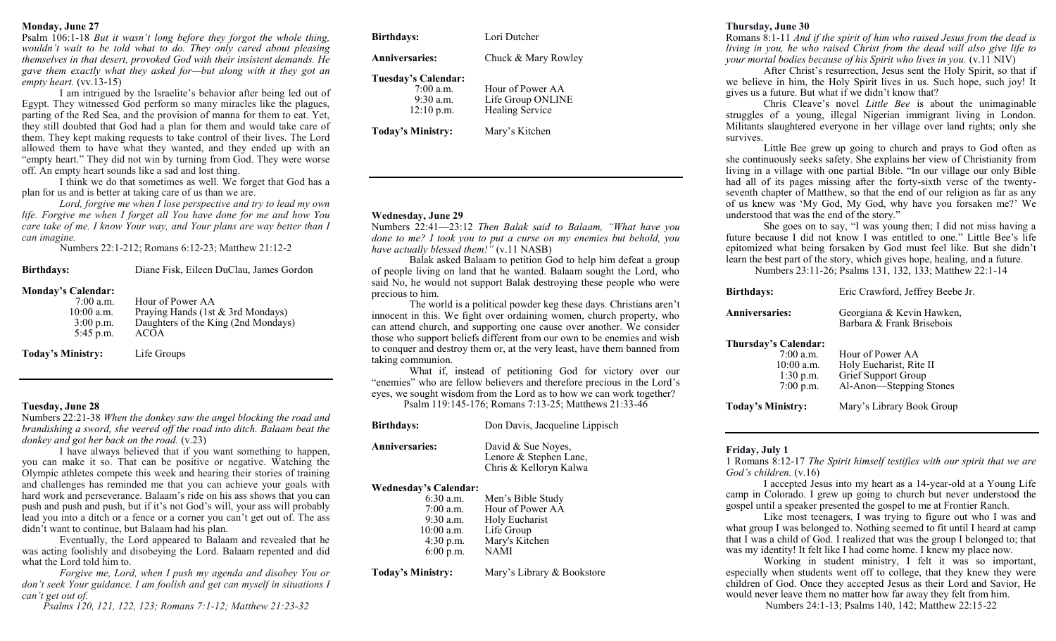## Monday, June 27

Psalm 106:1-18 *But it wasn't long before they forgot the whole thing, wouldn't wait to be told what to do. They only cared about pleasing themselves in that desert, provoked God with their insistent demands. He gave them exactly what they asked for—but along with it they got an empty heart.* (vv.13-15)

I am intrigued by the Israelite's behavior after being led out of Egypt. They witnessed God perform so many miracles like the plagues, parting of the Red Sea, and the provision of manna for them to eat. Yet, they still doubted that God had a plan for them and would take care of them. They kept making requests to take control of their lives. The Lord allowed them to have what they wanted, and they ended up with an "empty heart." They did not win by turning from God. They were worse off. An empty heart sounds like a sad and lost thing.

I think we do that sometimes as well. We forget that God has a plan for us and is better at taking care of us than we are.

*Lord, forgive me when I lose perspective and try to lead my own life. Forgive me when I forget all You have done for me and how You care take of me. I know Your way, and Your plans are way better than I can imagine.*

Numbers 22:1-212; Romans 6:12-23; Matthew 21:12-2

**Birthdays:** Diane Fisk, Eileen DuClau, James Gordon

**Monday's Calendar:**

| | |
|---|---|
| 7:00 a.m. | Hour of Power AA |
| 10:00 a.m. | Praying Hands (1st & 3rd Mondays) |
| 3:00 p.m. | Daughters of the King (2nd Mondays) |
| 5:45 p.m. | ACOA |

**Today's Ministry:** Life Groups

## Tuesday, June 28

Numbers 22:21-38 *When the donkey saw the angel blocking the road and brandishing a sword, she veered off the road into ditch. Balaam beat the donkey and got her back on the road.* (v.23)

I have always believed that if you want something to happen, you can make it so. That can be positive or negative. Watching the Olympic athletes compete this week and hearing their stories of training and challenges has reminded me that you can achieve your goals with hard work and perseverance. Balaam's ride on his ass shows that you can push and push and push, but if it's not God's will, your ass will probably lead you into a ditch or a fence or a corner you can't get out of. The ass didn't want to continue, but Balaam had his plan.

Eventually, the Lord appeared to Balaam and revealed that he was acting foolishly and disobeying the Lord. Balaam repented and did what the Lord told him to.

*Forgive me, Lord, when I push my agenda and disobey You or don't seek Your guidance. I am foolish and get can myself in situations I can't get out of.*

*Psalms 120, 121, 122, 123; Romans 7:1-12; Matthew 21:23-32*

**Birthdays:** Lori Dutcher

**Anniversaries:** Chuck & Mary Rowley

**Tuesday's Calendar:**

| | |
|---|---|
| 7:00 a.m. | Hour of Power AA |
| 9:30 a.m. | Life Group ONLINE |
| 12:10 p.m. | Healing Service |

**Today's Ministry:** Mary's Kitchen

## Wednesday, June 29

Numbers 22:41—23:12 *Then Balak said to Balaam, "What have you done to me? I took you to put a curse on my enemies but behold, you have actually blessed them!"* (v.11 NASB)

Balak asked Balaam to petition God to help him defeat a group of people living on land that he wanted. Balaam sought the Lord, who said No, he would not support Balak destroying these people who were precious to him.

The world is a political powder keg these days. Christians aren't innocent in this. We fight over ordaining women, church property, who can attend church, and supporting one cause over another. We consider those who support beliefs different from our own to be enemies and wish to conquer and destroy them or, at the very least, have them banned from taking communion.

What if, instead of petitioning God for victory over our "enemies" who are fellow believers and therefore precious in the Lord's eyes, we sought wisdom from the Lord as to how we can work together?

Psalm 119:145-176; Romans 7:13-25; Matthews 21:33-46

**Birthdays:** Don Davis, Jacqueline Lippisch

**Anniversaries:** David & Sue Noyes, Lenore & Stephen Lane, Chris & Kelloryn Kalwa

**Wednesday's Calendar:**

| | |
|---|---|
| 6:30 a.m. | Men's Bible Study |
| 7:00 a.m. | Hour of Power AA |
| 9:30 a.m. | Holy Eucharist |
| 10:00 a.m. | Life Group |
| 4:30 p.m. | Mary's Kitchen |
| 6:00 p.m. | NAMI |

**Today's Ministry:** Mary's Library & Bookstore

## Thursday, June 30

Romans 8:1-11 *And if the spirit of him who raised Jesus from the dead is living in you, he who raised Christ from the dead will also give life to your mortal bodies because of his Spirit who lives in you.* (v.11 NIV)

After Christ's resurrection, Jesus sent the Holy Spirit, so that if we believe in him, the Holy Spirit lives in us. Such hope, such joy! It gives us a future. But what if we didn't know that?

Chris Cleave's novel *Little Bee* is about the unimaginable struggles of a young, illegal Nigerian immigrant living in London. Militants slaughtered everyone in her village over land rights; only she survives.

Little Bee grew up going to church and prays to God often as she continuously seeks safety. She explains her view of Christianity from living in a village with one partial Bible. "In our village our only Bible had all of its pages missing after the forty-sixth verse of the twenty-seventh chapter of Matthew, so that the end of our religion as far as any of us knew was 'My God, My God, why have you forsaken me?' We understood that was the end of the story."

She goes on to say, "I was young then; I did not miss having a future because I did not know I was entitled to one." Little Bee's life epitomized what being forsaken by God must feel like. But she didn't learn the best part of the story, which gives hope, healing, and a future.

Numbers 23:11-26; Psalms 131, 132, 133; Matthew 22:1-14

**Birthdays:** Eric Crawford, Jeffrey Beebe Jr.

**Anniversaries:** Georgiana & Kevin Hawken, Barbara & Frank Brisebois

**Thursday's Calendar:**

| | |
|---|---|
| 7:00 a.m. | Hour of Power AA |
| 10:00 a.m. | Holy Eucharist, Rite II |
| 1:30 p.m. | Grief Support Group |
| 7:00 p.m. | Al-Anon—Stepping Stones |

**Today's Ministry:** Mary's Library Book Group

## Friday, July 1

1 Romans 8:12-17 *The Spirit himself testifies with our spirit that we are God's children.* (v.16)

I accepted Jesus into my heart as a 14-year-old at a Young Life camp in Colorado. I grew up going to church but never understood the gospel until a speaker presented the gospel to me at Frontier Ranch.

Like most teenagers, I was trying to figure out who I was and what group I was belonged to. Nothing seemed to fit until I heard at camp that I was a child of God. I realized that was the group I belonged to; that was my identity! It felt like I had come home. I knew my place now.

Working in student ministry, I felt it was so important, especially when students went off to college, that they knew they were children of God. Once they accepted Jesus as their Lord and Savior, He would never leave them no matter how far away they felt from him.

Numbers 24:1-13; Psalms 140, 142; Matthew 22:15-22